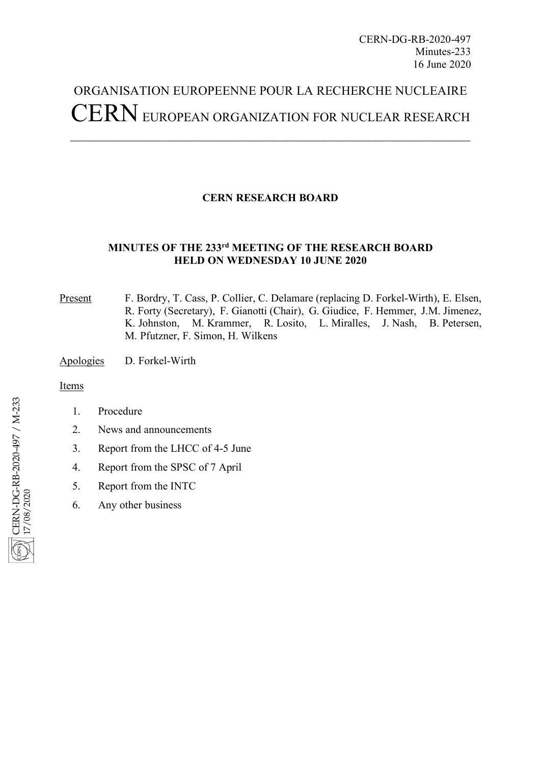CERN-DG-RB-2020-497
Minutes-233
16 June 2020

ORGANISATION EUROPEENNE POUR LA RECHERCHE NUCLEAIRE

CERN EUROPEAN ORGANIZATION FOR NUCLEAR RESEARCH

## CERN RESEARCH BOARD

### MINUTES OF THE 233rd MEETING OF THE RESEARCH BOARD HELD ON WEDNESDAY 10 JUNE 2020

Present: F. Bordry, T. Cass, P. Collier, C. Delamare (replacing D. Forkel-Wirth), E. Elsen, R. Forty (Secretary), F. Gianotti (Chair), G. Giudice, F. Hemmer, J.M. Jimenez, K. Johnston, M. Krammer, R. Losito, L. Miralles, J. Nash, B. Petersen, M. Pfutzner, F. Simon, H. Wilkens

Apologies: D. Forkel-Wirth

Items

1. Procedure
2. News and announcements
3. Report from the LHCC of 4-5 June
4. Report from the SPSC of 7 April
5. Report from the INTC
6. Any other business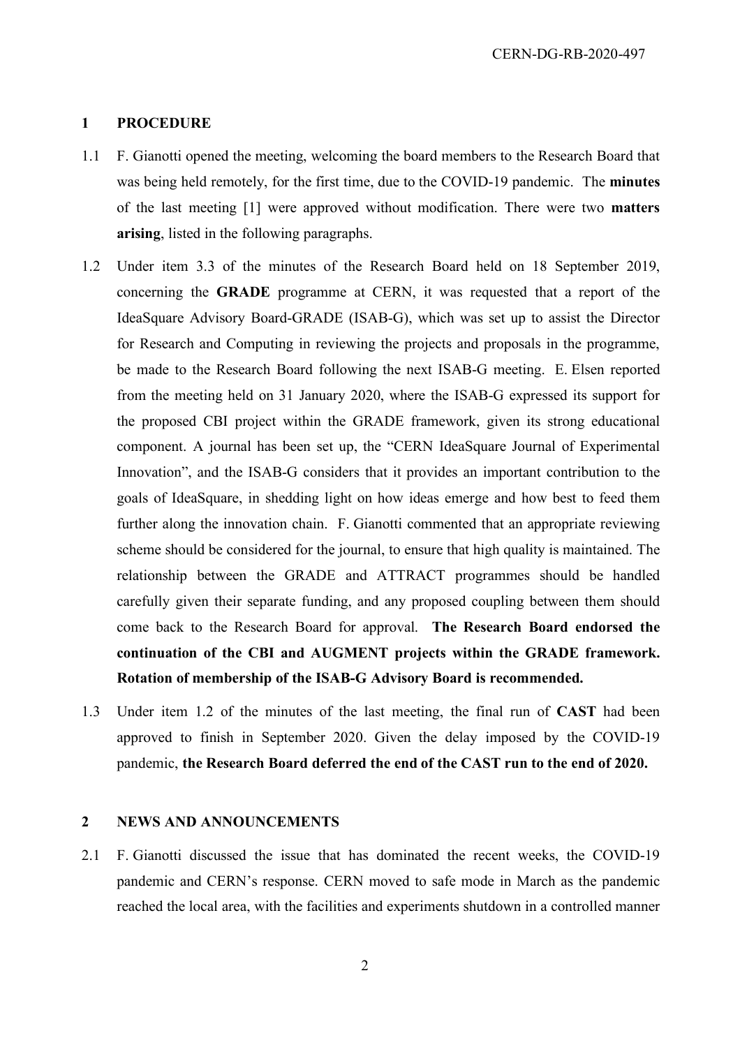## 1 PROCEDURE

1.1 F. Gianotti opened the meeting, welcoming the board members to the Research Board that was being held remotely, for the first time, due to the COVID-19 pandemic. The **minutes** of the last meeting [1] were approved without modification. There were two **matters arising**, listed in the following paragraphs.

1.2 Under item 3.3 of the minutes of the Research Board held on 18 September 2019, concerning the **GRADE** programme at CERN, it was requested that a report of the IdeaSquare Advisory Board-GRADE (ISAB-G), which was set up to assist the Director for Research and Computing in reviewing the projects and proposals in the programme, be made to the Research Board following the next ISAB-G meeting. E. Elsen reported from the meeting held on 31 January 2020, where the ISAB-G expressed its support for the proposed CBI project within the GRADE framework, given its strong educational component. A journal has been set up, the "CERN IdeaSquare Journal of Experimental Innovation", and the ISAB-G considers that it provides an important contribution to the goals of IdeaSquare, in shedding light on how ideas emerge and how best to feed them further along the innovation chain. F. Gianotti commented that an appropriate reviewing scheme should be considered for the journal, to ensure that high quality is maintained. The relationship between the GRADE and ATTRACT programmes should be handled carefully given their separate funding, and any proposed coupling between them should come back to the Research Board for approval. **The Research Board endorsed the continuation of the CBI and AUGMENT projects within the GRADE framework. Rotation of membership of the ISAB-G Advisory Board is recommended.**

1.3 Under item 1.2 of the minutes of the last meeting, the final run of **CAST** had been approved to finish in September 2020. Given the delay imposed by the COVID-19 pandemic, **the Research Board deferred the end of the CAST run to the end of 2020.**

## 2 NEWS AND ANNOUNCEMENTS

2.1 F. Gianotti discussed the issue that has dominated the recent weeks, the COVID-19 pandemic and CERN's response. CERN moved to safe mode in March as the pandemic reached the local area, with the facilities and experiments shutdown in a controlled manner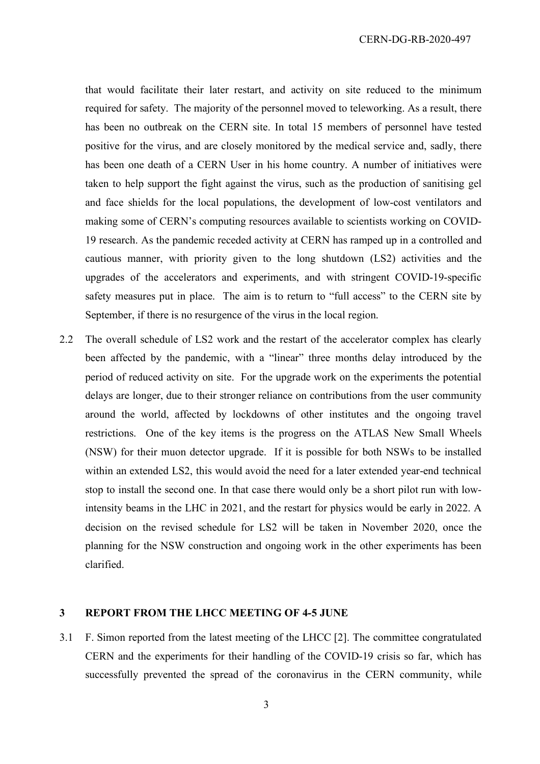that would facilitate their later restart, and activity on site reduced to the minimum required for safety. The majority of the personnel moved to teleworking. As a result, there has been no outbreak on the CERN site. In total 15 members of personnel have tested positive for the virus, and are closely monitored by the medical service and, sadly, there has been one death of a CERN User in his home country. A number of initiatives were taken to help support the fight against the virus, such as the production of sanitising gel and face shields for the local populations, the development of low-cost ventilators and making some of CERN's computing resources available to scientists working on COVID-19 research. As the pandemic receded activity at CERN has ramped up in a controlled and cautious manner, with priority given to the long shutdown (LS2) activities and the upgrades of the accelerators and experiments, and with stringent COVID-19-specific safety measures put in place. The aim is to return to "full access" to the CERN site by September, if there is no resurgence of the virus in the local region.

2.2 The overall schedule of LS2 work and the restart of the accelerator complex has clearly been affected by the pandemic, with a "linear" three months delay introduced by the period of reduced activity on site. For the upgrade work on the experiments the potential delays are longer, due to their stronger reliance on contributions from the user community around the world, affected by lockdowns of other institutes and the ongoing travel restrictions. One of the key items is the progress on the ATLAS New Small Wheels (NSW) for their muon detector upgrade. If it is possible for both NSWs to be installed within an extended LS2, this would avoid the need for a later extended year-end technical stop to install the second one. In that case there would only be a short pilot run with low-intensity beams in the LHC in 2021, and the restart for physics would be early in 2022. A decision on the revised schedule for LS2 will be taken in November 2020, once the planning for the NSW construction and ongoing work in the other experiments has been clarified.

## 3 REPORT FROM THE LHCC MEETING OF 4-5 JUNE

3.1 F. Simon reported from the latest meeting of the LHCC [2]. The committee congratulated CERN and the experiments for their handling of the COVID-19 crisis so far, which has successfully prevented the spread of the coronavirus in the CERN community, while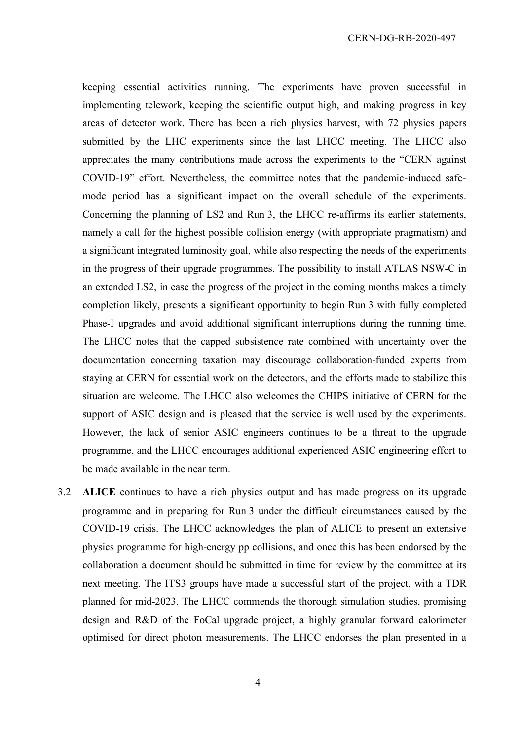keeping essential activities running. The experiments have proven successful in implementing telework, keeping the scientific output high, and making progress in key areas of detector work. There has been a rich physics harvest, with 72 physics papers submitted by the LHC experiments since the last LHCC meeting. The LHCC also appreciates the many contributions made across the experiments to the "CERN against COVID-19" effort. Nevertheless, the committee notes that the pandemic-induced safe-mode period has a significant impact on the overall schedule of the experiments. Concerning the planning of LS2 and Run 3, the LHCC re-affirms its earlier statements, namely a call for the highest possible collision energy (with appropriate pragmatism) and a significant integrated luminosity goal, while also respecting the needs of the experiments in the progress of their upgrade programmes. The possibility to install ATLAS NSW-C in an extended LS2, in case the progress of the project in the coming months makes a timely completion likely, presents a significant opportunity to begin Run 3 with fully completed Phase-I upgrades and avoid additional significant interruptions during the running time. The LHCC notes that the capped subsistence rate combined with uncertainty over the documentation concerning taxation may discourage collaboration-funded experts from staying at CERN for essential work on the detectors, and the efforts made to stabilize this situation are welcome. The LHCC also welcomes the CHIPS initiative of CERN for the support of ASIC design and is pleased that the service is well used by the experiments. However, the lack of senior ASIC engineers continues to be a threat to the upgrade programme, and the LHCC encourages additional experienced ASIC engineering effort to be made available in the near term.

3.2 **ALICE** continues to have a rich physics output and has made progress on its upgrade programme and in preparing for Run 3 under the difficult circumstances caused by the COVID-19 crisis. The LHCC acknowledges the plan of ALICE to present an extensive physics programme for high-energy pp collisions, and once this has been endorsed by the collaboration a document should be submitted in time for review by the committee at its next meeting. The ITS3 groups have made a successful start of the project, with a TDR planned for mid-2023. The LHCC commends the thorough simulation studies, promising design and R&D of the FoCal upgrade project, a highly granular forward calorimeter optimised for direct photon measurements. The LHCC endorses the plan presented in a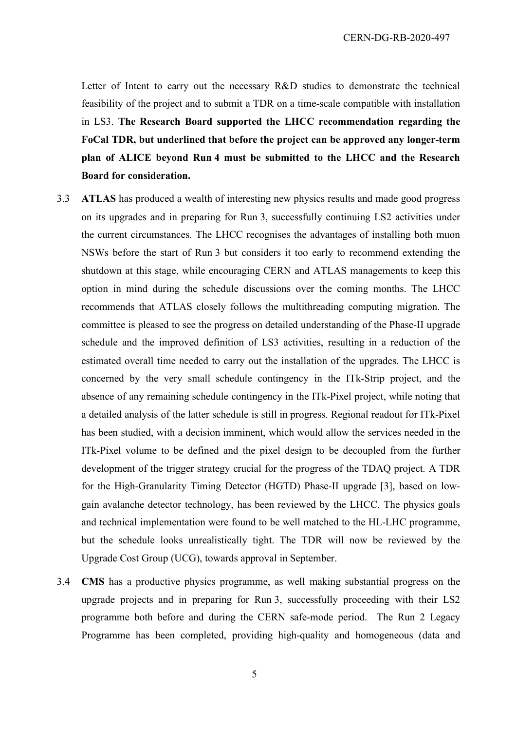Letter of Intent to carry out the necessary R&D studies to demonstrate the technical feasibility of the project and to submit a TDR on a time-scale compatible with installation in LS3. **The Research Board supported the LHCC recommendation regarding the FoCal TDR, but underlined that before the project can be approved any longer-term plan of ALICE beyond Run 4 must be submitted to the LHCC and the Research Board for consideration.**

3.3 **ATLAS** has produced a wealth of interesting new physics results and made good progress on its upgrades and in preparing for Run 3, successfully continuing LS2 activities under the current circumstances. The LHCC recognises the advantages of installing both muon NSWs before the start of Run 3 but considers it too early to recommend extending the shutdown at this stage, while encouraging CERN and ATLAS managements to keep this option in mind during the schedule discussions over the coming months. The LHCC recommends that ATLAS closely follows the multithreading computing migration. The committee is pleased to see the progress on detailed understanding of the Phase-II upgrade schedule and the improved definition of LS3 activities, resulting in a reduction of the estimated overall time needed to carry out the installation of the upgrades. The LHCC is concerned by the very small schedule contingency in the ITk-Strip project, and the absence of any remaining schedule contingency in the ITk-Pixel project, while noting that a detailed analysis of the latter schedule is still in progress. Regional readout for ITk-Pixel has been studied, with a decision imminent, which would allow the services needed in the ITk-Pixel volume to be defined and the pixel design to be decoupled from the further development of the trigger strategy crucial for the progress of the TDAQ project. A TDR for the High-Granularity Timing Detector (HGTD) Phase-II upgrade [3], based on low-gain avalanche detector technology, has been reviewed by the LHCC. The physics goals and technical implementation were found to be well matched to the HL-LHC programme, but the schedule looks unrealistically tight. The TDR will now be reviewed by the Upgrade Cost Group (UCG), towards approval in September.

3.4 **CMS** has a productive physics programme, as well making substantial progress on the upgrade projects and in preparing for Run 3, successfully proceeding with their LS2 programme both before and during the CERN safe-mode period. The Run 2 Legacy Programme has been completed, providing high-quality and homogeneous (data and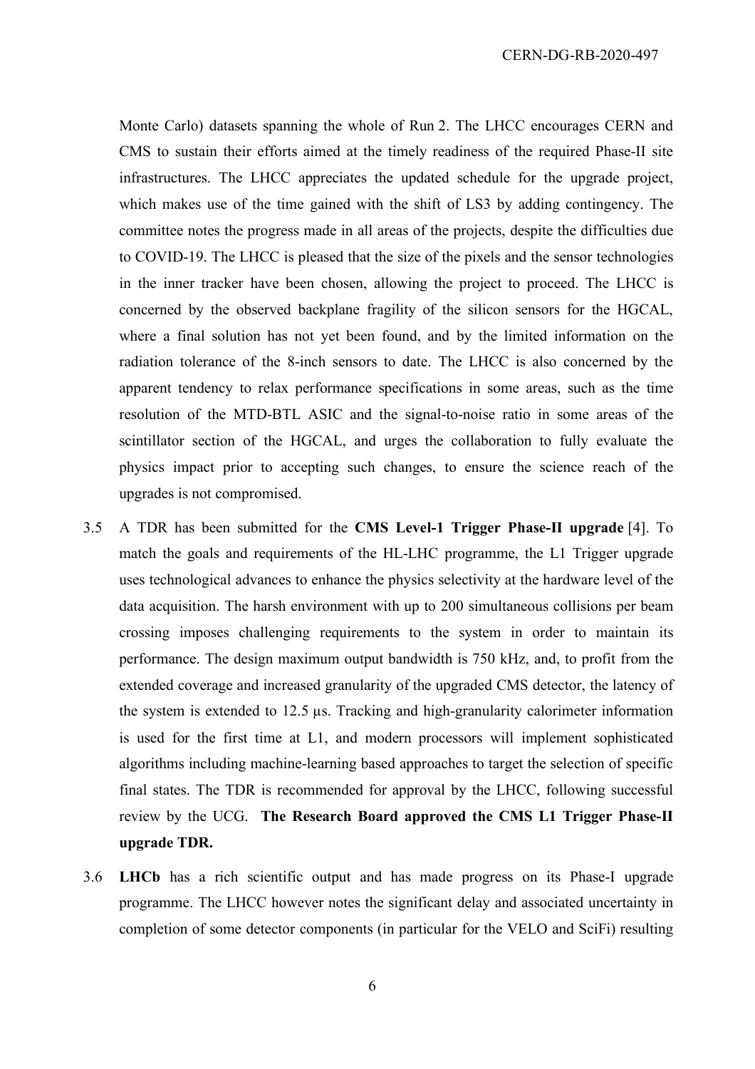Monte Carlo) datasets spanning the whole of Run 2. The LHCC encourages CERN and CMS to sustain their efforts aimed at the timely readiness of the required Phase-II site infrastructures. The LHCC appreciates the updated schedule for the upgrade project, which makes use of the time gained with the shift of LS3 by adding contingency. The committee notes the progress made in all areas of the projects, despite the difficulties due to COVID-19. The LHCC is pleased that the size of the pixels and the sensor technologies in the inner tracker have been chosen, allowing the project to proceed. The LHCC is concerned by the observed backplane fragility of the silicon sensors for the HGCAL, where a final solution has not yet been found, and by the limited information on the radiation tolerance of the 8-inch sensors to date. The LHCC is also concerned by the apparent tendency to relax performance specifications in some areas, such as the time resolution of the MTD-BTL ASIC and the signal-to-noise ratio in some areas of the scintillator section of the HGCAL, and urges the collaboration to fully evaluate the physics impact prior to accepting such changes, to ensure the science reach of the upgrades is not compromised.

3.5 A TDR has been submitted for the **CMS Level-1 Trigger Phase-II upgrade** [4]. To match the goals and requirements of the HL-LHC programme, the L1 Trigger upgrade uses technological advances to enhance the physics selectivity at the hardware level of the data acquisition. The harsh environment with up to 200 simultaneous collisions per beam crossing imposes challenging requirements to the system in order to maintain its performance. The design maximum output bandwidth is 750 kHz, and, to profit from the extended coverage and increased granularity of the upgraded CMS detector, the latency of the system is extended to 12.5 µs. Tracking and high-granularity calorimeter information is used for the first time at L1, and modern processors will implement sophisticated algorithms including machine-learning based approaches to target the selection of specific final states. The TDR is recommended for approval by the LHCC, following successful review by the UCG. **The Research Board approved the CMS L1 Trigger Phase-II upgrade TDR.**

3.6 **LHCb** has a rich scientific output and has made progress on its Phase-I upgrade programme. The LHCC however notes the significant delay and associated uncertainty in completion of some detector components (in particular for the VELO and SciFi) resulting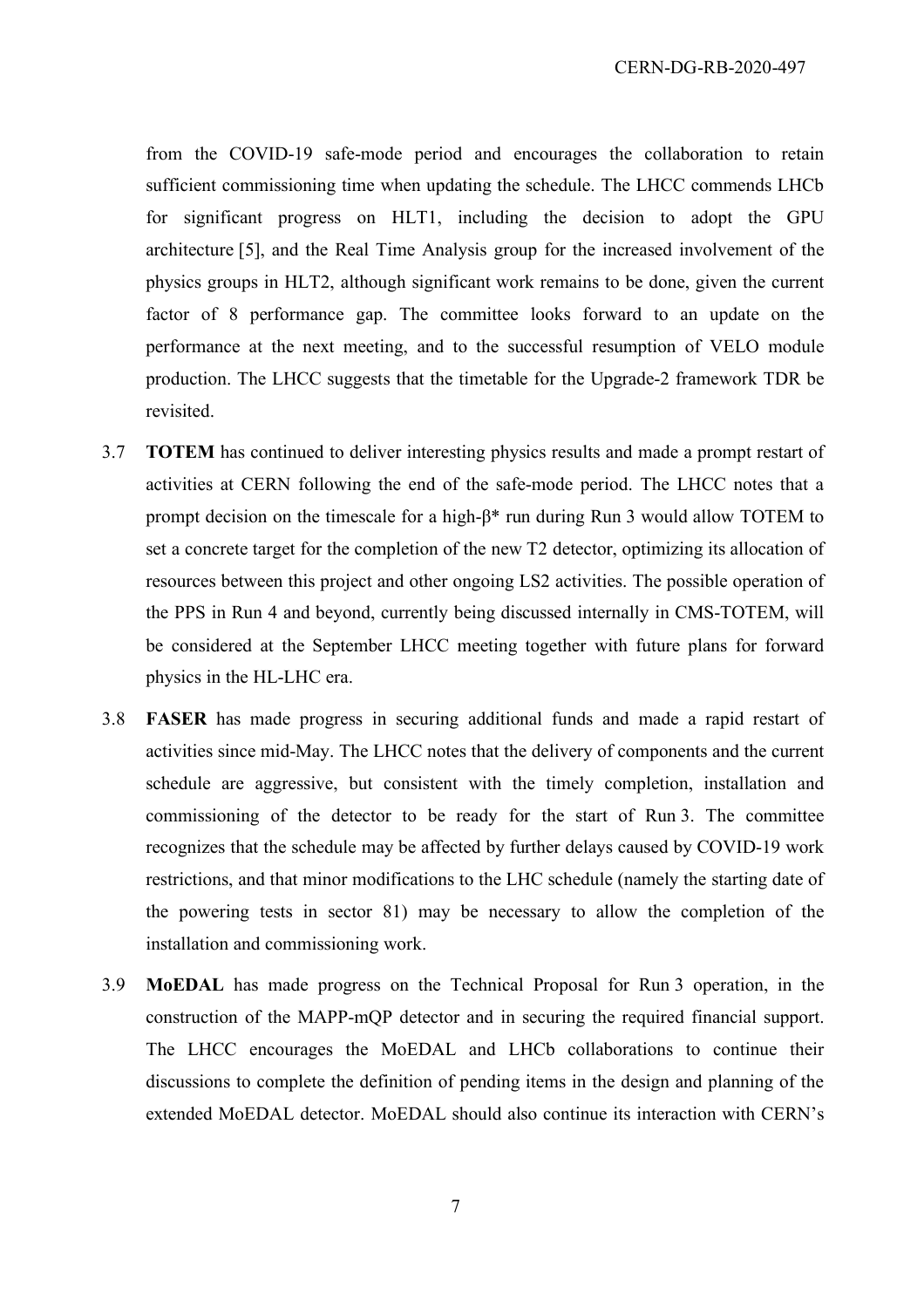from the COVID-19 safe-mode period and encourages the collaboration to retain sufficient commissioning time when updating the schedule. The LHCC commends LHCb for significant progress on HLT1, including the decision to adopt the GPU architecture [5], and the Real Time Analysis group for the increased involvement of the physics groups in HLT2, although significant work remains to be done, given the current factor of 8 performance gap. The committee looks forward to an update on the performance at the next meeting, and to the successful resumption of VELO module production. The LHCC suggests that the timetable for the Upgrade-2 framework TDR be revisited.

3.7 **TOTEM** has continued to deliver interesting physics results and made a prompt restart of activities at CERN following the end of the safe-mode period. The LHCC notes that a prompt decision on the timescale for a high-$\beta^*$ run during Run 3 would allow TOTEM to set a concrete target for the completion of the new T2 detector, optimizing its allocation of resources between this project and other ongoing LS2 activities. The possible operation of the PPS in Run 4 and beyond, currently being discussed internally in CMS-TOTEM, will be considered at the September LHCC meeting together with future plans for forward physics in the HL-LHC era.

3.8 **FASER** has made progress in securing additional funds and made a rapid restart of activities since mid-May. The LHCC notes that the delivery of components and the current schedule are aggressive, but consistent with the timely completion, installation and commissioning of the detector to be ready for the start of Run 3. The committee recognizes that the schedule may be affected by further delays caused by COVID-19 work restrictions, and that minor modifications to the LHC schedule (namely the starting date of the powering tests in sector 81) may be necessary to allow the completion of the installation and commissioning work.

3.9 **MoEDAL** has made progress on the Technical Proposal for Run 3 operation, in the construction of the MAPP-mQP detector and in securing the required financial support. The LHCC encourages the MoEDAL and LHCb collaborations to continue their discussions to complete the definition of pending items in the design and planning of the extended MoEDAL detector. MoEDAL should also continue its interaction with CERN's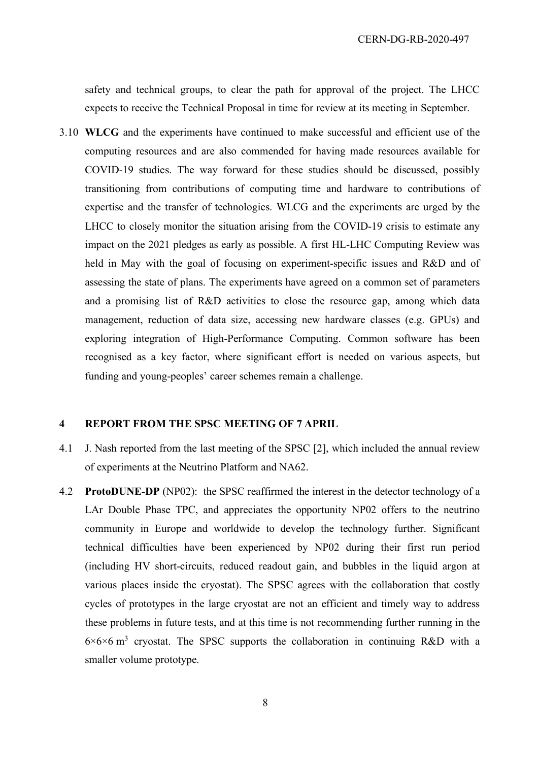safety and technical groups, to clear the path for approval of the project. The LHCC expects to receive the Technical Proposal in time for review at its meeting in September.

3.10 **WLCG** and the experiments have continued to make successful and efficient use of the computing resources and are also commended for having made resources available for COVID-19 studies. The way forward for these studies should be discussed, possibly transitioning from contributions of computing time and hardware to contributions of expertise and the transfer of technologies. WLCG and the experiments are urged by the LHCC to closely monitor the situation arising from the COVID-19 crisis to estimate any impact on the 2021 pledges as early as possible. A first HL-LHC Computing Review was held in May with the goal of focusing on experiment-specific issues and R&D and of assessing the state of plans. The experiments have agreed on a common set of parameters and a promising list of R&D activities to close the resource gap, among which data management, reduction of data size, accessing new hardware classes (e.g. GPUs) and exploring integration of High-Performance Computing. Common software has been recognised as a key factor, where significant effort is needed on various aspects, but funding and young-peoples' career schemes remain a challenge.

## 4 REPORT FROM THE SPSC MEETING OF 7 APRIL

4.1 J. Nash reported from the last meeting of the SPSC [2], which included the annual review of experiments at the Neutrino Platform and NA62.

4.2 **ProtoDUNE-DP** (NP02): the SPSC reaffirmed the interest in the detector technology of a LAr Double Phase TPC, and appreciates the opportunity NP02 offers to the neutrino community in Europe and worldwide to develop the technology further. Significant technical difficulties have been experienced by NP02 during their first run period (including HV short-circuits, reduced readout gain, and bubbles in the liquid argon at various places inside the cryostat). The SPSC agrees with the collaboration that costly cycles of prototypes in the large cryostat are not an efficient and timely way to address these problems in future tests, and at this time is not recommending further running in the $6 \times 6 \times 6\ m^3$ cryostat. The SPSC supports the collaboration in continuing R&D with a smaller volume prototype.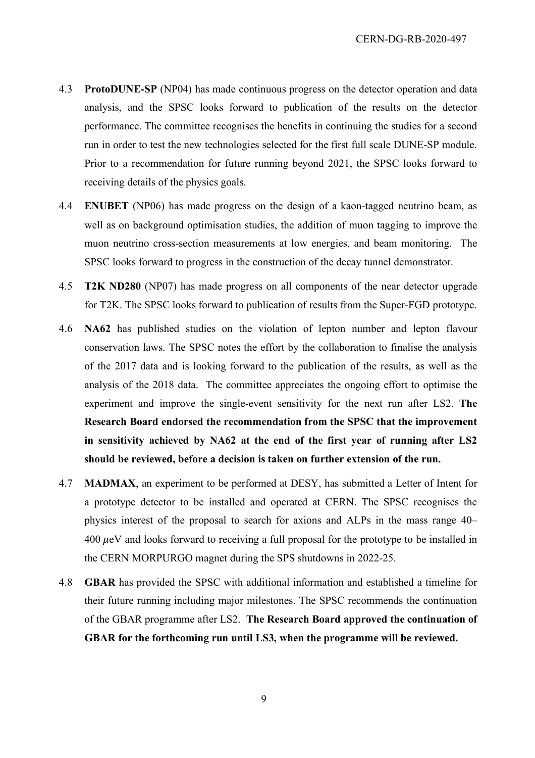4.3 **ProtoDUNE-SP** (NP04) has made continuous progress on the detector operation and data analysis, and the SPSC looks forward to publication of the results on the detector performance. The committee recognises the benefits in continuing the studies for a second run in order to test the new technologies selected for the first full scale DUNE-SP module. Prior to a recommendation for future running beyond 2021, the SPSC looks forward to receiving details of the physics goals.

4.4 **ENUBET** (NP06) has made progress on the design of a kaon-tagged neutrino beam, as well as on background optimisation studies, the addition of muon tagging to improve the muon neutrino cross-section measurements at low energies, and beam monitoring. The SPSC looks forward to progress in the construction of the decay tunnel demonstrator.

4.5 **T2K ND280** (NP07) has made progress on all components of the near detector upgrade for T2K. The SPSC looks forward to publication of results from the Super-FGD prototype.

4.6 **NA62** has published studies on the violation of lepton number and lepton flavour conservation laws. The SPSC notes the effort by the collaboration to finalise the analysis of the 2017 data and is looking forward to the publication of the results, as well as the analysis of the 2018 data. The committee appreciates the ongoing effort to optimise the experiment and improve the single-event sensitivity for the next run after LS2. **The Research Board endorsed the recommendation from the SPSC that the improvement in sensitivity achieved by NA62 at the end of the first year of running after LS2 should be reviewed, before a decision is taken on further extension of the run.**

4.7 **MADMAX**, an experiment to be performed at DESY, has submitted a Letter of Intent for a prototype detector to be installed and operated at CERN. The SPSC recognises the physics interest of the proposal to search for axions and ALPs in the mass range 40–400 $\mu$eV and looks forward to receiving a full proposal for the prototype to be installed in the CERN MORPURGO magnet during the SPS shutdowns in 2022-25.

4.8 **GBAR** has provided the SPSC with additional information and established a timeline for their future running including major milestones. The SPSC recommends the continuation of the GBAR programme after LS2. **The Research Board approved the continuation of GBAR for the forthcoming run until LS3, when the programme will be reviewed.**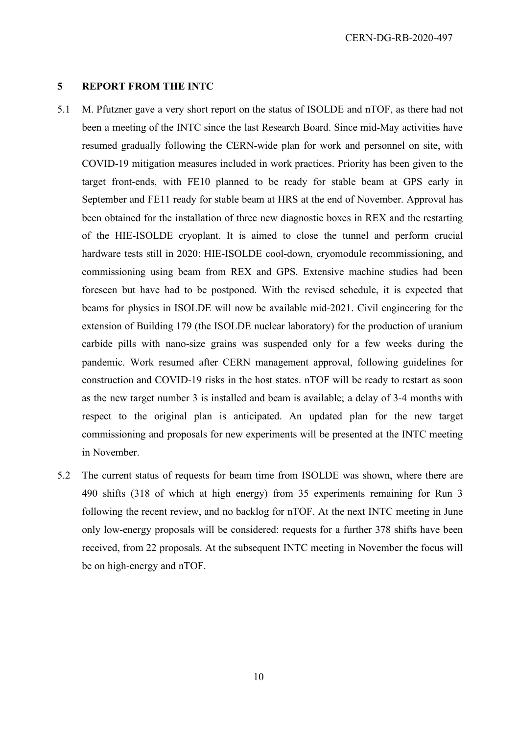## 5 REPORT FROM THE INTC

5.1 M. Pfutzner gave a very short report on the status of ISOLDE and nTOF, as there had not been a meeting of the INTC since the last Research Board. Since mid-May activities have resumed gradually following the CERN-wide plan for work and personnel on site, with COVID-19 mitigation measures included in work practices. Priority has been given to the target front-ends, with FE10 planned to be ready for stable beam at GPS early in September and FE11 ready for stable beam at HRS at the end of November. Approval has been obtained for the installation of three new diagnostic boxes in REX and the restarting of the HIE-ISOLDE cryoplant. It is aimed to close the tunnel and perform crucial hardware tests still in 2020: HIE-ISOLDE cool-down, cryomodule recommissioning, and commissioning using beam from REX and GPS. Extensive machine studies had been foreseen but have had to be postponed. With the revised schedule, it is expected that beams for physics in ISOLDE will now be available mid-2021. Civil engineering for the extension of Building 179 (the ISOLDE nuclear laboratory) for the production of uranium carbide pills with nano-size grains was suspended only for a few weeks during the pandemic. Work resumed after CERN management approval, following guidelines for construction and COVID-19 risks in the host states. nTOF will be ready to restart as soon as the new target number 3 is installed and beam is available; a delay of 3-4 months with respect to the original plan is anticipated. An updated plan for the new target commissioning and proposals for new experiments will be presented at the INTC meeting in November.

5.2 The current status of requests for beam time from ISOLDE was shown, where there are 490 shifts (318 of which at high energy) from 35 experiments remaining for Run 3 following the recent review, and no backlog for nTOF. At the next INTC meeting in June only low-energy proposals will be considered: requests for a further 378 shifts have been received, from 22 proposals. At the subsequent INTC meeting in November the focus will be on high-energy and nTOF.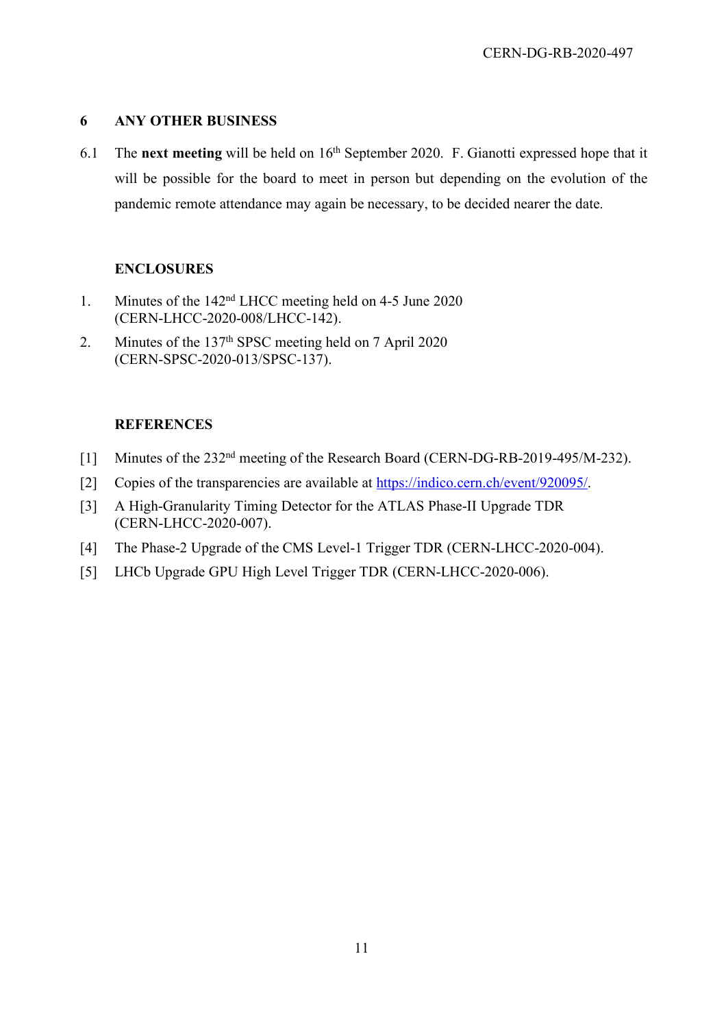## 6 ANY OTHER BUSINESS

6.1 The **next meeting** will be held on 16th September 2020. F. Gianotti expressed hope that it will be possible for the board to meet in person but depending on the evolution of the pandemic remote attendance may again be necessary, to be decided nearer the date.

### ENCLOSURES

1. Minutes of the 142nd LHCC meeting held on 4-5 June 2020 (CERN-LHCC-2020-008/LHCC-142).
2. Minutes of the 137th SPSC meeting held on 7 April 2020 (CERN-SPSC-2020-013/SPSC-137).

### REFERENCES

[1] Minutes of the 232nd meeting of the Research Board (CERN-DG-RB-2019-495/M-232).

[2] Copies of the transparencies are available at https://indico.cern.ch/event/920095/.

[3] A High-Granularity Timing Detector for the ATLAS Phase-II Upgrade TDR (CERN-LHCC-2020-007).

[4] The Phase-2 Upgrade of the CMS Level-1 Trigger TDR (CERN-LHCC-2020-004).

[5] LHCb Upgrade GPU High Level Trigger TDR (CERN-LHCC-2020-006).